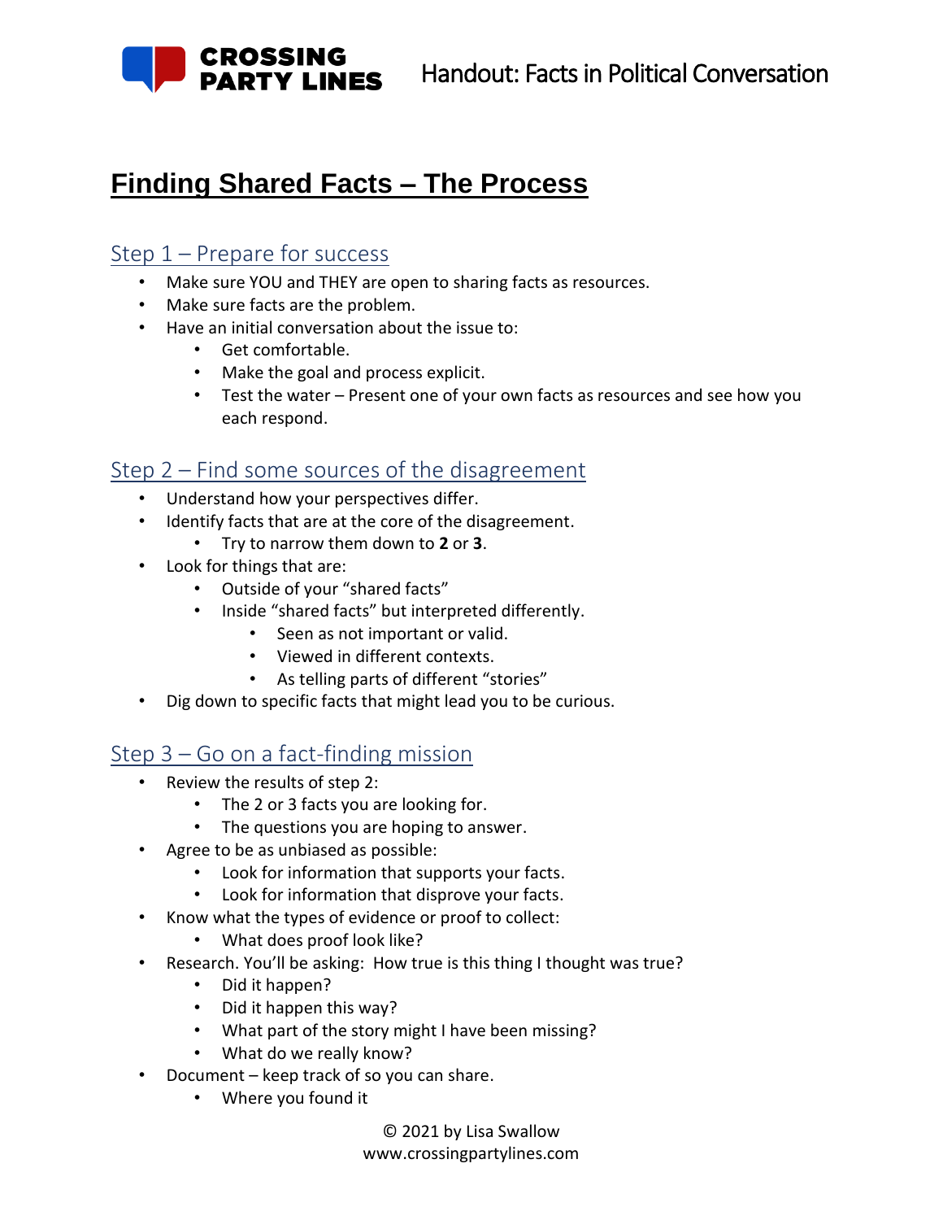# Finding Shared Facts – The Process

## Step 1 – Prepare for success

- Make sure YOU and THEY are open to sharing facts as resources.
- Make sure facts are the problem.
- Have an initial conversation about the issue to:
  - Get comfortable.
  - Make the goal and process explicit.
  - Test the water – Present one of your own facts as resources and see how you each respond.

## Step 2 – Find some sources of the disagreement

- Understand how your perspectives differ.
- Identify facts that are at the core of the disagreement.
  - Try to narrow them down to **2** or **3**.
- Look for things that are:
  - Outside of your "shared facts"
  - Inside "shared facts" but interpreted differently.
    - Seen as not important or valid.
    - Viewed in different contexts.
    - As telling parts of different "stories"
- Dig down to specific facts that might lead you to be curious.

## Step 3 – Go on a fact-finding mission

- Review the results of step 2:
  - The 2 or 3 facts you are looking for.
  - The questions you are hoping to answer.
- Agree to be as unbiased as possible:
  - Look for information that supports your facts.
  - Look for information that disprove your facts.
- Know what the types of evidence or proof to collect:
  - What does proof look like?
- Research. You'll be asking: How true is this thing I thought was true?
  - Did it happen?
  - Did it happen this way?
  - What part of the story might I have been missing?
  - What do we really know?
- Document – keep track of so you can share.
  - Where you found it

© 2021 by Lisa Swallow
www.crossingpartylines.com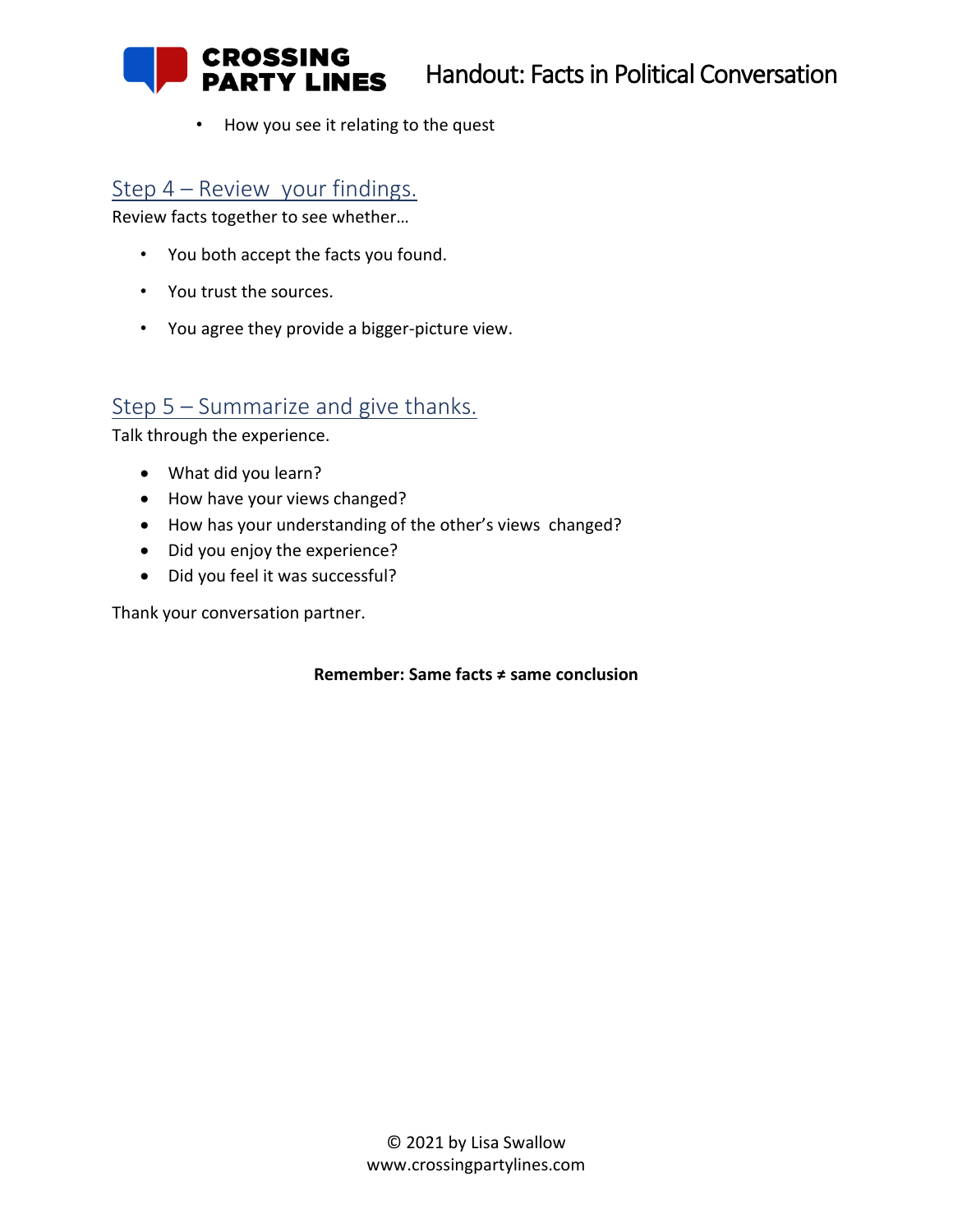- How you see it relating to the quest

## Step 4 – Review your findings.

Review facts together to see whether…

- You both accept the facts you found.
- You trust the sources.
- You agree they provide a bigger-picture view.

## Step 5 – Summarize and give thanks.

Talk through the experience.

- What did you learn?
- How have your views changed?
- How has your understanding of the other's views changed?
- Did you enjoy the experience?
- Did you feel it was successful?

Thank your conversation partner.

**Remember: Same facts ≠ same conclusion**

© 2021 by Lisa Swallow
www.crossingpartylines.com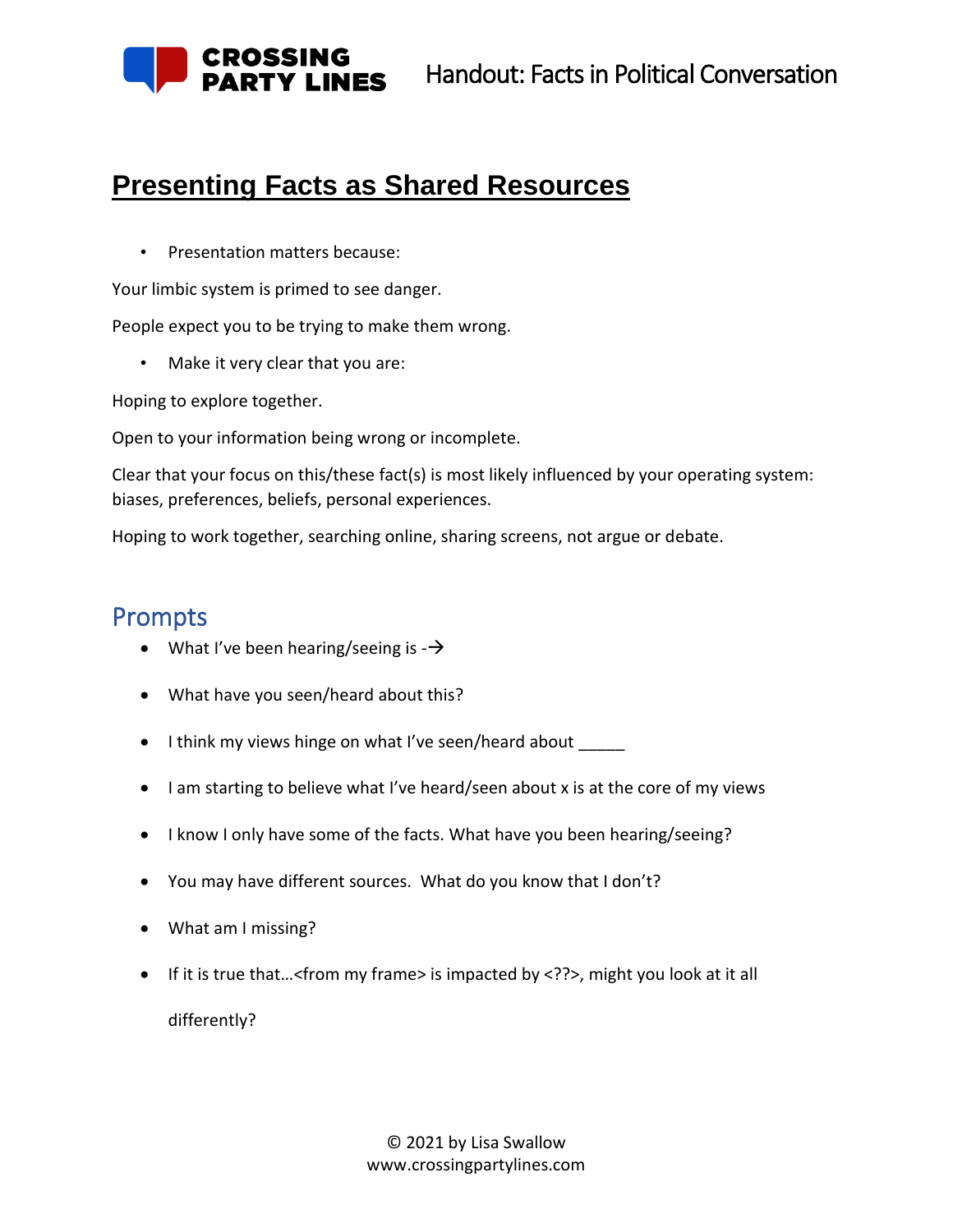## Presenting Facts as Shared Resources

- Presentation matters because:

Your limbic system is primed to see danger.

People expect you to be trying to make them wrong.

- Make it very clear that you are:

Hoping to explore together.

Open to your information being wrong or incomplete.

Clear that your focus on this/these fact(s) is most likely influenced by your operating system: biases, preferences, beliefs, personal experiences.

Hoping to work together, searching online, sharing screens, not argue or debate.

### Prompts

- What I've been hearing/seeing is -→
- What have you seen/heard about this?
- I think my views hinge on what I've seen/heard about _____
- I am starting to believe what I've heard/seen about x is at the core of my views
- I know I only have some of the facts. What have you been hearing/seeing?
- You may have different sources. What do you know that I don't?
- What am I missing?
- If it is true that…<from my frame> is impacted by <??>, might you look at it all differently?

© 2021 by Lisa Swallow
www.crossingpartylines.com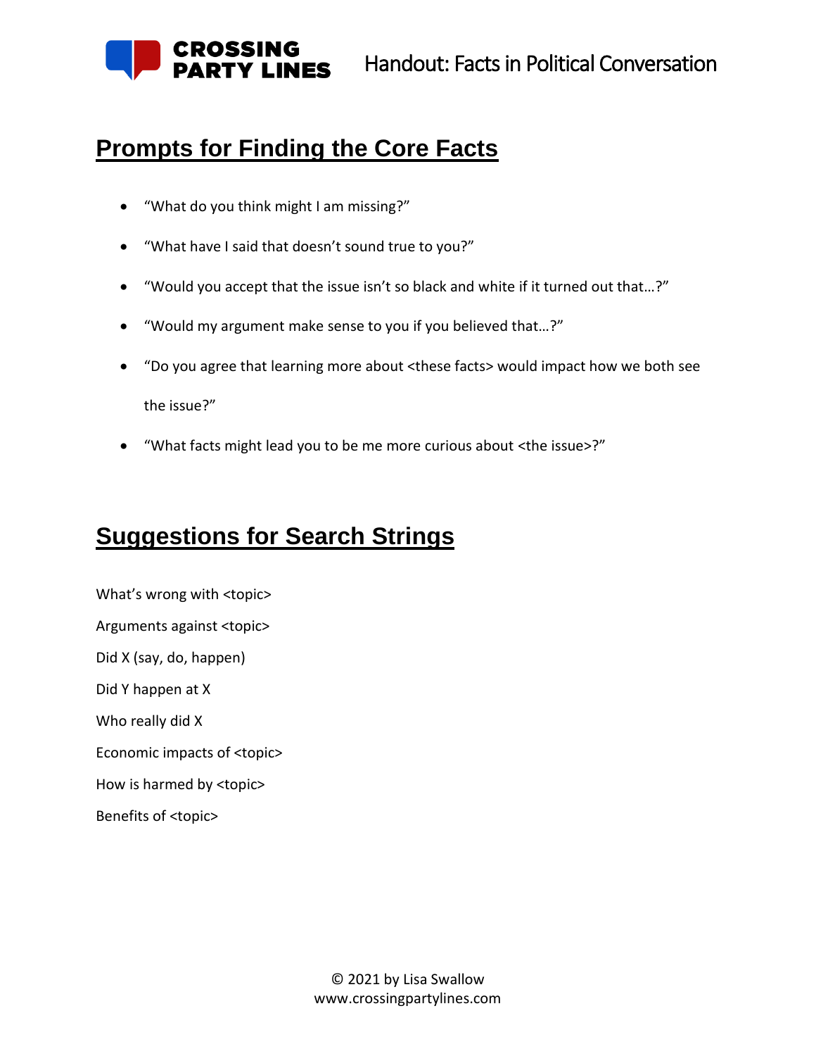## Prompts for Finding the Core Facts

- “What do you think might I am missing?”
- “What have I said that doesn’t sound true to you?”
- “Would you accept that the issue isn’t so black and white if it turned out that…?”
- “Would my argument make sense to you if you believed that…?”
- “Do you agree that learning more about <these facts> would impact how we both see the issue?”
- “What facts might lead you to be me more curious about <the issue>?”

## Suggestions for Search Strings

What’s wrong with <topic>

Arguments against <topic>

Did X (say, do, happen)

Did Y happen at X

Who really did X

Economic impacts of <topic>

How is harmed by <topic>

Benefits of <topic>

© 2021 by Lisa Swallow
www.crossingpartylines.com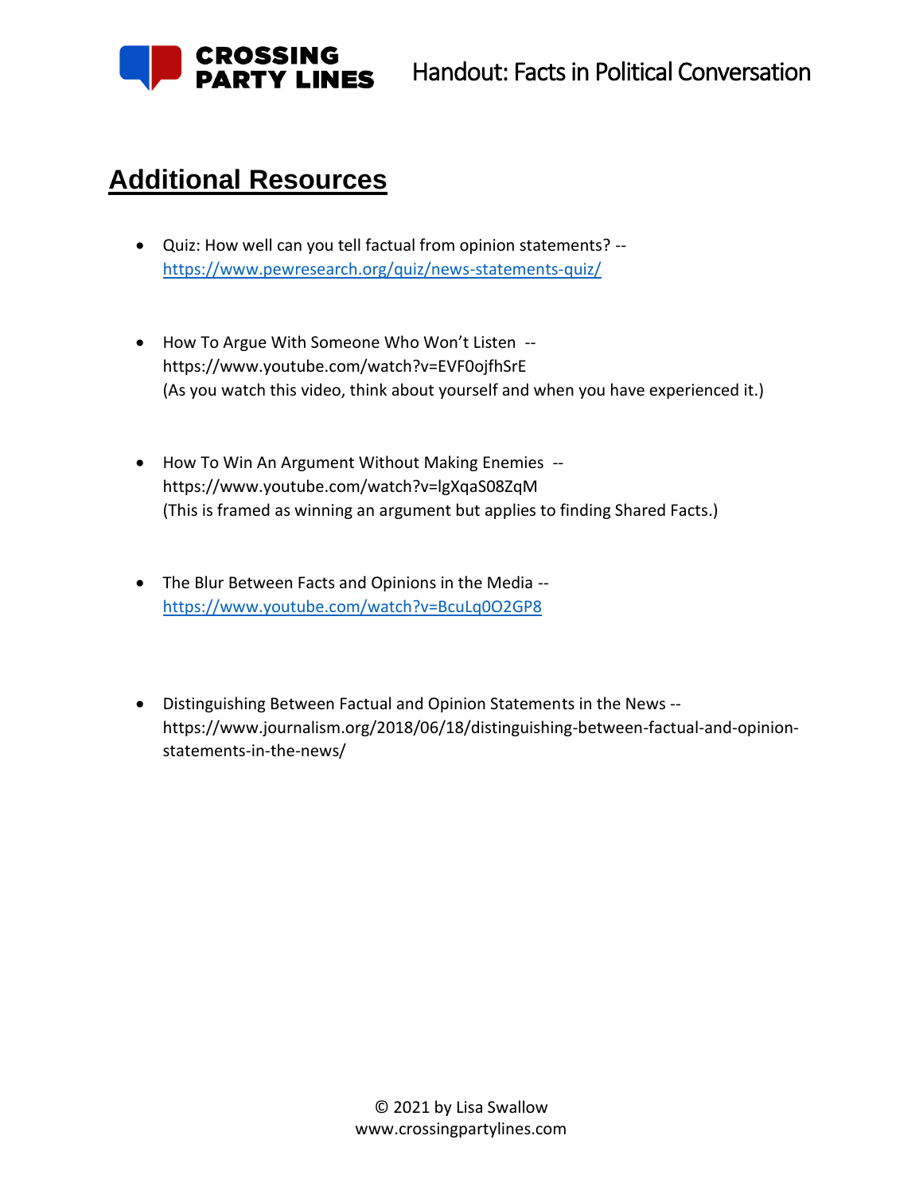## Additional Resources

- Quiz: How well can you tell factual from opinion statements? -- https://www.pewresearch.org/quiz/news-statements-quiz/

- How To Argue With Someone Who Won't Listen -- https://www.youtube.com/watch?v=EVF0ojfhSrE
  (As you watch this video, think about yourself and when you have experienced it.)

- How To Win An Argument Without Making Enemies -- https://www.youtube.com/watch?v=lgXqaS08ZqM
  (This is framed as winning an argument but applies to finding Shared Facts.)

- The Blur Between Facts and Opinions in the Media -- https://www.youtube.com/watch?v=BcuLq0O2GP8

- Distinguishing Between Factual and Opinion Statements in the News -- https://www.journalism.org/2018/06/18/distinguishing-between-factual-and-opinion-statements-in-the-news/

© 2021 by Lisa Swallow
www.crossingpartylines.com